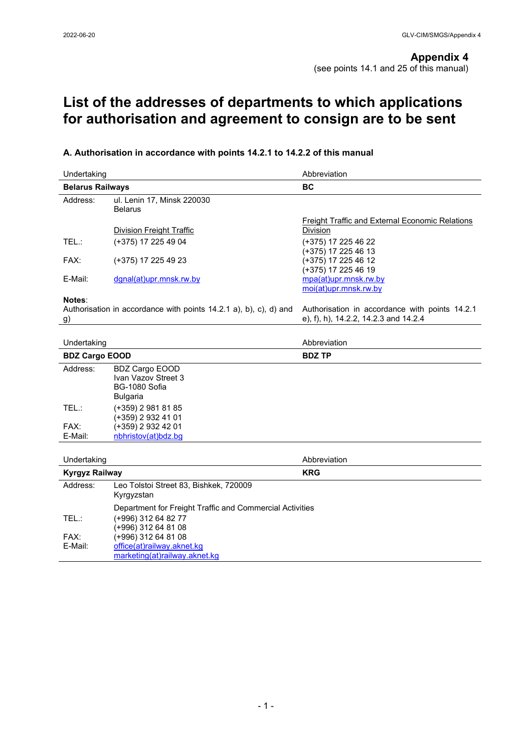**Appendix 4**
(see points 14.1 and 25 of this manual)

# List of the addresses of departments to which applications for authorisation and agreement to consign are to be sent

### A. Authorisation in accordance with points 14.2.1 to 14.2.2 of this manual

| Undertaking | | Abbreviation |
|---|---|---|
| **Belarus Railways** | | **BC** |
| Address: | ul. Lenin 17, Minsk 220030<br>Belarus | |
| | Division Freight Traffic | Freight Traffic and External Economic Relations Division |
| TEL.: | (+375) 17 225 49 04 | (+375) 17 225 46 22<br>(+375) 17 225 46 13 |
| FAX: | (+375) 17 225 49 23 | (+375) 17 225 46 12<br>(+375) 17 225 46 19 |
| E-Mail: | dgnal(at)upr.mnsk.rw.by | mpa(at)upr.mnsk.rw.by<br>moi(at)upr.mnsk.rw.by |
| **Notes**:<br>Authorisation in accordance with points 14.2.1 a), b), c), d) and g) | | Authorisation in accordance with points 14.2.1 e), f), h), 14.2.2, 14.2.3 and 14.2.4 |

| Undertaking | | Abbreviation |
|---|---|---|
| **BDZ Cargo EOOD** | | **BDZ TP** |
| Address: | BDZ Cargo EOOD<br>Ivan Vazov Street 3<br>BG-1080 Sofia<br>Bulgaria | |
| TEL.: | (+359) 2 981 81 85<br>(+359) 2 932 41 01 | |
| FAX: | (+359) 2 932 42 01 | |
| E-Mail: | nbhristov(at)bdz.bg | |

| Undertaking | | Abbreviation |
|---|---|---|
| **Kyrgyz Railway** | | **KRG** |
| Address: | Leo Tolstoi Street 83, Bishkek, 720009<br>Kyrgyzstan | |
| | Department for Freight Traffic and Commercial Activities | |
| TEL.: | (+996) 312 64 82 77<br>(+996) 312 64 81 08 | |
| FAX: | (+996) 312 64 81 08 | |
| E-Mail: | office(at)railway.aknet.kg<br>marketing(at)railway.aknet.kg | |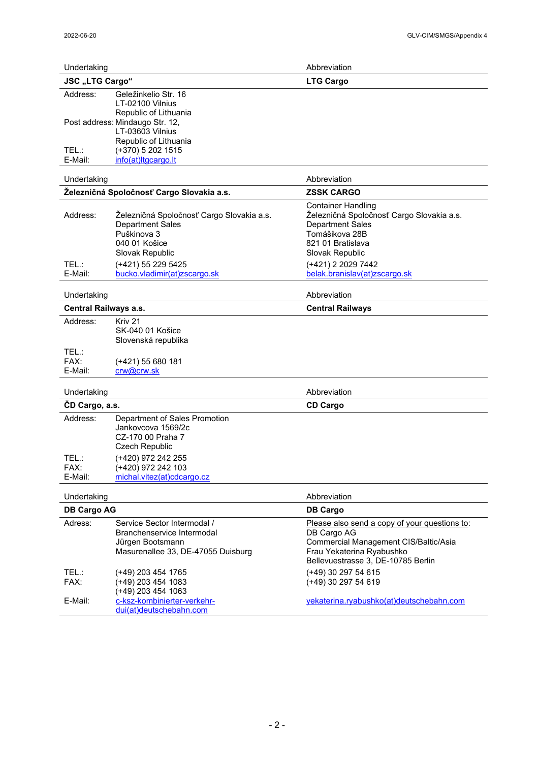| Undertaking | | Abbreviation |
|---|---|---|
| **JSC „LTG Cargo“** | | **LTG Cargo** |
| Address: | Geležinkelio Str. 16<br>LT-02100 Vilnius<br>Republic of Lithuania | |
| Post address: | Mindaugo Str. 12,<br>LT-03603 Vilnius<br>Republic of Lithuania | |
| TEL.: | (+370) 5 202 1515 | |
| E-Mail: | info(at)ltgcargo.lt | |

| Undertaking | | Abbreviation |
|---|---|---|
| **Železničná Spoločnosť Cargo Slovakia a.s.** | | **ZSSK CARGO** |
| | | Container Handling |
| Address: | Železničná Spoločnosť Cargo Slovakia a.s.<br>Department Sales<br>Puškinova 3<br>040 01 Košice<br>Slovak Republic | Železničná Spoločnosť Cargo Slovakia a.s.<br>Department Sales<br>Tomášikova 28B<br>821 01 Bratislava<br>Slovak Republic |
| TEL.: | (+421) 55 229 5425 | (+421) 2 2029 7442 |
| E-Mail: | bucko.vladimir(at)zscargo.sk | belak.branislav(at)zscargo.sk |

| Undertaking | | Abbreviation |
|---|---|---|
| **Central Railways a.s.** | | **Central Railways** |
| Address: | Kriv 21<br>SK-040 01 Košice<br>Slovenská republika | |
| TEL.: | | |
| FAX: | (+421) 55 680 181 | |
| E-Mail: | crw@crw.sk | |

| Undertaking | | Abbreviation |
|---|---|---|
| **ČD Cargo, a.s.** | | **CD Cargo** |
| Address: | Department of Sales Promotion<br>Jankovcova 1569/2c<br>CZ-170 00 Praha 7<br>Czech Republic | |
| TEL.: | (+420) 972 242 255 | |
| FAX: | (+420) 972 242 103 | |
| E-Mail: | michal.vitez(at)cdcargo.cz | |

| Undertaking | | Abbreviation |
|---|---|---|
| **DB Cargo AG** | | **DB Cargo** |
| Adress: | Service Sector Intermodal /<br>Branchenservice Intermodal<br>Jürgen Bootsmann<br>Masurenallee 33, DE-47055 Duisburg | Please also send a copy of your questions to:<br>DB Cargo AG<br>Commercial Management CIS/Baltic/Asia<br>Frau Yekaterina Ryabushko<br>Bellevuestrasse 3, DE-10785 Berlin |
| TEL.: | (+49) 203 454 1765 | (+49) 30 297 54 615 |
| FAX: | (+49) 203 454 1083<br>(+49) 203 454 1063 | (+49) 30 297 54 619 |
| E-Mail: | c-ksz-kombinierter-verkehr-dui(at)deutschebahn.com | yekaterina.ryabushko(at)deutschebahn.com |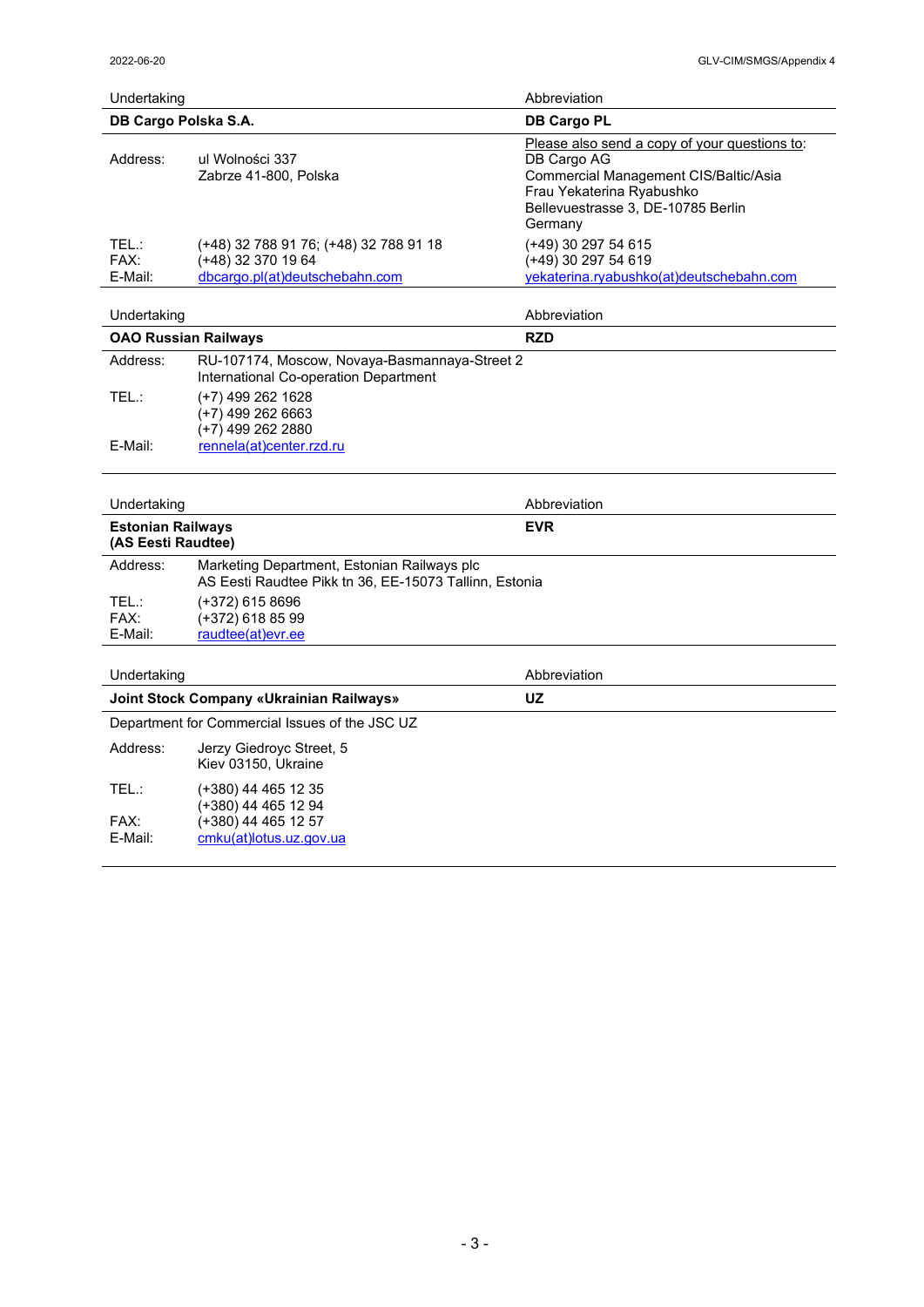| Undertaking | | Abbreviation |
|---|---|---|
| **DB Cargo Polska S.A.** | | **DB Cargo PL** |
| Address: | ul Wolności 337<br>Zabrze 41-800, Polska | Please also send a copy of your questions to:<br>DB Cargo AG<br>Commercial Management CIS/Baltic/Asia<br>Frau Yekaterina Ryabushko<br>Bellevuestrasse 3, DE-10785 Berlin<br>Germany |
| TEL.: | (+48) 32 788 91 76; (+48) 32 788 91 18 | (+49) 30 297 54 615 |
| FAX: | (+48) 32 370 19 64 | (+49) 30 297 54 619 |
| E-Mail: | dbcargo.pl(at)deutschebahn.com | yekaterina.ryabushko(at)deutschebahn.com |

| Undertaking | | Abbreviation |
|---|---|---|
| **OAO Russian Railways** | | **RZD** |
| Address: | RU-107174, Moscow, Novaya-Basmannaya-Street 2<br>International Co-operation Department | |
| TEL.: | (+7) 499 262 1628<br>(+7) 499 262 6663<br>(+7) 499 262 2880 | |
| E-Mail: | rennela(at)center.rzd.ru | |

| Undertaking | | Abbreviation |
|---|---|---|
| **Estonian Railways (AS Eesti Raudtee)** | | **EVR** |
| Address: | Marketing Department, Estonian Railways plc<br>AS Eesti Raudtee Pikk tn 36, EE-15073 Tallinn, Estonia | |
| TEL.: | (+372) 615 8696 | |
| FAX: | (+372) 618 85 99 | |
| E-Mail: | raudtee(at)evr.ee | |

| Undertaking | | Abbreviation |
|---|---|---|
| **Joint Stock Company «Ukrainian Railways»** | | **UZ** |
| Department for Commercial Issues of the JSC UZ | | |
| Address: | Jerzy Giedroyc Street, 5<br>Kiev 03150, Ukraine | |
| TEL.: | (+380) 44 465 12 35<br>(+380) 44 465 12 94 | |
| FAX: | (+380) 44 465 12 57 | |
| E-Mail: | cmku(at)lotus.uz.gov.ua | |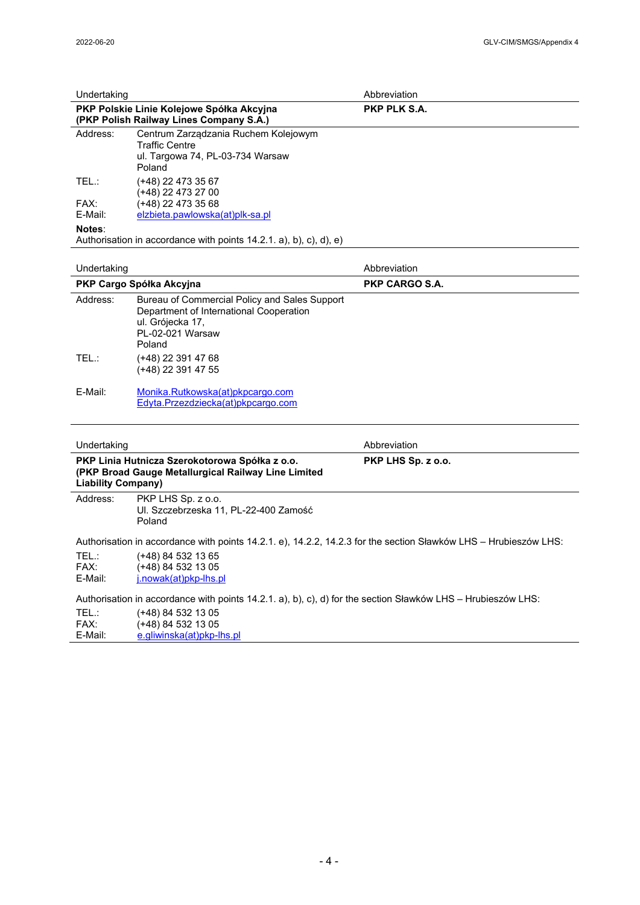| Undertaking | Abbreviation |
|---|---|
| **PKP Polskie Linie Kolejowe Spółka Akcyjna (PKP Polish Railway Lines Company S.A.)** | **PKP PLK S.A.** |

Address: Centrum Zarządzania Ruchem Kolejowym
Traffic Centre
ul. Targowa 74, PL-03-734 Warsaw
Poland

TEL.: (+48) 22 473 35 67
(+48) 22 473 27 00
FAX: (+48) 22 473 35 68
E-Mail: elzbieta.pawlowska(at)plk-sa.pl

**Notes**:
Authorisation in accordance with points 14.2.1. a), b), c), d), e)

| Undertaking | Abbreviation |
|---|---|
| **PKP Cargo Spółka Akcyjna** | **PKP CARGO S.A.** |

Address: Bureau of Commercial Policy and Sales Support
Department of International Cooperation
ul. Grójecka 17,
PL-02-021 Warsaw
Poland

TEL.: (+48) 22 391 47 68
(+48) 22 391 47 55

E-Mail: Monika.Rutkowska(at)pkpcargo.com
Edyta.Przezdziecka(at)pkpcargo.com

| Undertaking | Abbreviation |
|---|---|
| **PKP Linia Hutnicza Szerokotorowa Spółka z o.o. (PKP Broad Gauge Metallurgical Railway Line Limited Liability Company)** | **PKP LHS Sp. z o.o.** |

Address: PKP LHS Sp. z o.o.
Ul. Szczebrzeska 11, PL-22-400 Zamość
Poland

Authorisation in accordance with points 14.2.1. e), 14.2.2, 14.2.3 for the section Sławków LHS – Hrubieszów LHS:

TEL.: (+48) 84 532 13 65
FAX: (+48) 84 532 13 05
E-Mail: j.nowak(at)pkp-lhs.pl

Authorisation in accordance with points 14.2.1. a), b), c), d) for the section Sławków LHS – Hrubieszów LHS:

TEL.: (+48) 84 532 13 05
FAX: (+48) 84 532 13 05
E-Mail: e.gliwinska(at)pkp-lhs.pl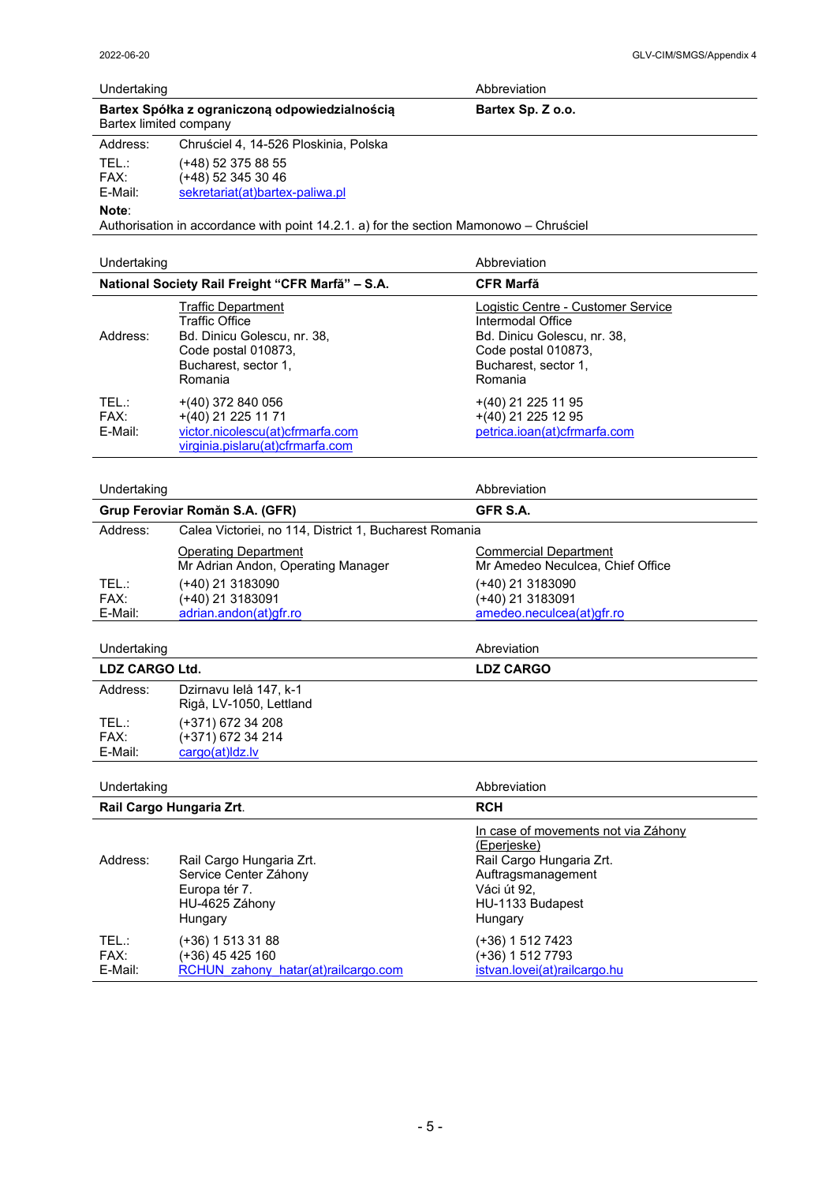| Undertaking | | Abbreviation |
|---|---|---|
| **Bartex Spółka z ograniczoną odpowiedzialnością**<br>Bartex limited company | | **Bartex Sp. Z o.o.** |
| Address: | Chruściel 4, 14-526 Ploskinia, Polska | |
| TEL.:<br>FAX:<br>E-Mail: | (+48) 52 375 88 55<br>(+48) 52 345 30 46<br>sekretariat(at)bartex-paliwa.pl | |

**Note**:
Authorisation in accordance with point 14.2.1. a) for the section Mamonowo – Chruściel

| Undertaking | | Abbreviation |
|---|---|---|
| **National Society Rail Freight "CFR Marfă" – S.A.** | | **CFR Marfă** |
| Address: | Traffic Department<br>Traffic Office<br>Bd. Dinicu Golescu, nr. 38,<br>Code postal 010873,<br>Bucharest, sector 1,<br>Romania | Logistic Centre - Customer Service<br>Intermodal Office<br>Bd. Dinicu Golescu, nr. 38,<br>Code postal 010873,<br>Bucharest, sector 1,<br>Romania |
| TEL.:<br>FAX:<br>E-Mail: | +(40) 372 840 056<br>+(40) 21 225 11 71<br>victor.nicolescu(at)cfrmarfa.com<br>virginia.pislaru(at)cfrmarfa.com | +(40) 21 225 11 95<br>+(40) 21 225 12 95<br>petrica.ioan(at)cfrmarfa.com |

| Undertaking | | Abbreviation |
|---|---|---|
| **Grup Feroviar Român S.A. (GFR)** | | **GFR S.A.** |
| Address: | Calea Victoriei, no 114, District 1, Bucharest Romania | |
| | Operating Department<br>Mr Adrian Andon, Operating Manager | Commercial Department<br>Mr Amedeo Neculcea, Chief Office |
| TEL.:<br>FAX:<br>E-Mail: | (+40) 21 3183090<br>(+40) 21 3183091<br>adrian.andon(at)gfr.ro | (+40) 21 3183090<br>(+40) 21 3183091<br>amedeo.neculcea(at)gfr.ro |

| Undertaking | | Abreviation |
|---|---|---|
| **LDZ CARGO Ltd.** | | **LDZ CARGO** |
| Address: | Dzirnavu Ielà 147, k-1<br>Rigå, LV-1050, Lettland | |
| TEL.:<br>FAX:<br>E-Mail: | (+371) 672 34 208<br>(+371) 672 34 214<br>cargo(at)ldz.lv | |

| Undertaking | | Abbreviation |
|---|---|---|
| **Rail Cargo Hungaria Zrt.** | | **RCH** |
| Address: | Rail Cargo Hungaria Zrt.<br>Service Center Záhony<br>Europa tér 7.<br>HU-4625 Záhony<br>Hungary | In case of movements not via Záhony (Eperjeske)<br>Rail Cargo Hungaria Zrt.<br>Auftragsmanagement<br>Váci út 92,<br>HU-1133 Budapest<br>Hungary |
| TEL.:<br>FAX:<br>E-Mail: | (+36) 1 513 31 88<br>(+36) 45 425 160<br>RCHUN_zahony_hatar(at)railcargo.com | (+36) 1 512 7423<br>(+36) 1 512 7793<br>istvan.lovei(at)railcargo.hu |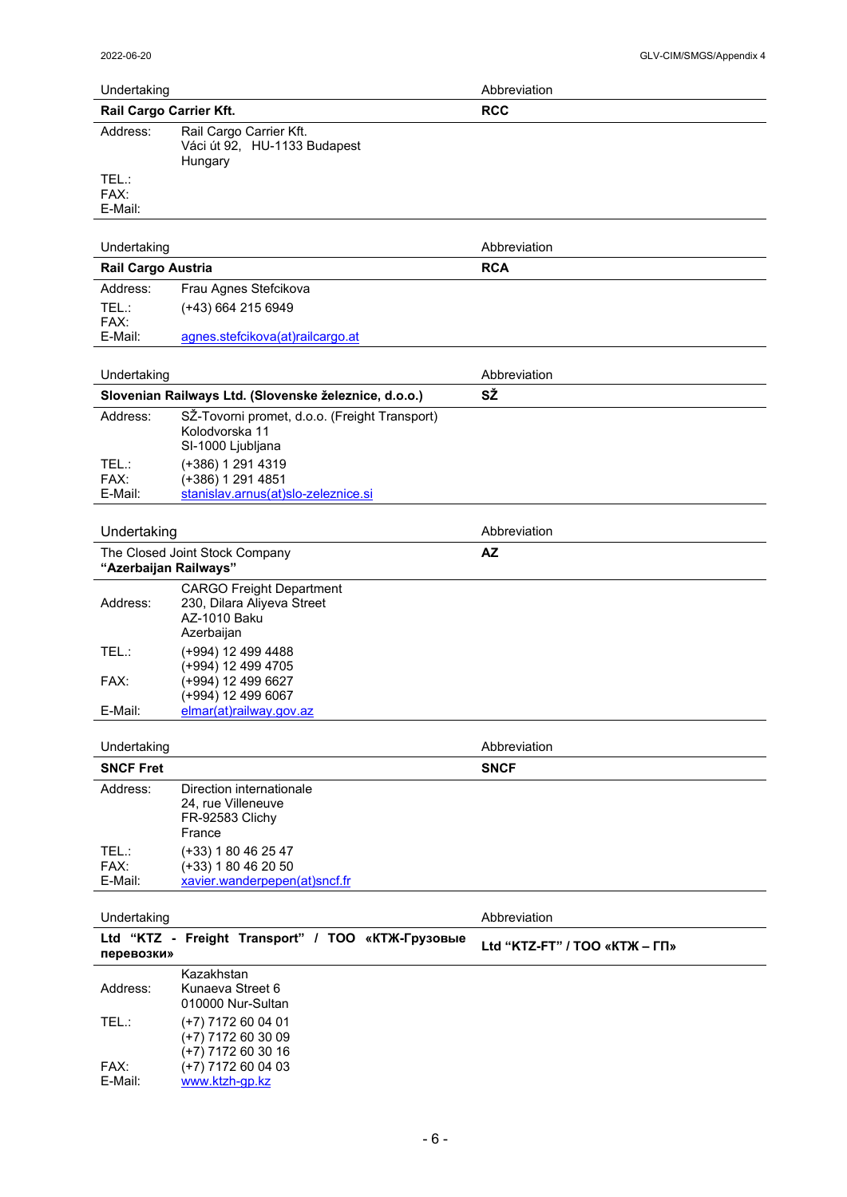| Undertaking | Abbreviation |
|---|---|
| **Rail Cargo Carrier Kft.** | **RCC** |

Address: Rail Cargo Carrier Kft.
Váci út 92, HU-1133 Budapest
Hungary

TEL.:
FAX:
E-Mail:

| Undertaking | Abbreviation |
|---|---|
| **Rail Cargo Austria** | **RCA** |

Address: Frau Agnes Stefcikova
TEL.: (+43) 664 215 6949
FAX:
E-Mail: agnes.stefcikova(at)railcargo.at

| Undertaking | Abbreviation |
|---|---|
| **Slovenian Railways Ltd. (Slovenske železnice, d.o.o.)** | **SŽ** |

Address: SŽ-Tovorni promet, d.o.o. (Freight Transport)
Kolodvorska 11
SI-1000 Ljubljana

TEL.: (+386) 1 291 4319
FAX: (+386) 1 291 4851
E-Mail: stanislav.arnus(at)slo-zeleznice.si

| Undertaking | Abbreviation |
|---|---|
| The Closed Joint Stock Company **"Azerbaijan Railways"** | **AZ** |

Address: CARGO Freight Department
230, Dilara Aliyeva Street
AZ-1010 Baku
Azerbaijan

TEL.: (+994) 12 499 4488
(+994) 12 499 4705
FAX: (+994) 12 499 6627
(+994) 12 499 6067
E-Mail: elmar(at)railway.gov.az

| Undertaking | Abbreviation |
|---|---|
| **SNCF Fret** | **SNCF** |

Address: Direction internationale
24, rue Villeneuve
FR-92583 Clichy
France

TEL.: (+33) 1 80 46 25 47
FAX: (+33) 1 80 46 20 50
E-Mail: xavier.wanderpepen(at)sncf.fr

| Undertaking | Abbreviation |
|---|---|
| **Ltd "KTZ - Freight Transport" / ТОО «КТЖ-Грузовые перевозки»** | **Ltd "KTZ-FT" / ТОО «КТЖ – ГП»** |

Address: Kazakhstan
Kunaeva Street 6
010000 Nur-Sultan

TEL.: (+7) 7172 60 04 01
(+7) 7172 60 30 09
(+7) 7172 60 30 16
FAX: (+7) 7172 60 04 03
E-Mail: www.ktzh-gp.kz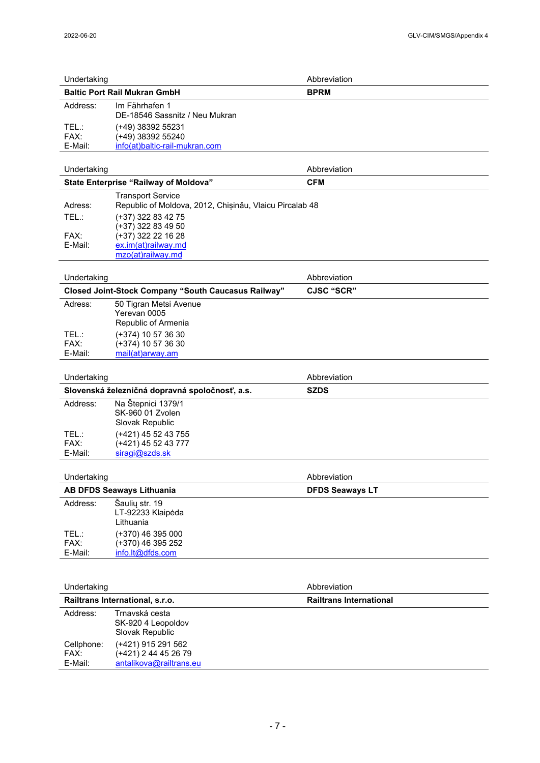| Undertaking | Abbreviation |
|---|---|
| **Baltic Port Rail Mukran GmbH** | **BPRM** |

| | |
|---|---|
| Address: | Im Fährhafen 1<br>DE-18546 Sassnitz / Neu Mukran |
| TEL.: | (+49) 38392 55231 |
| FAX: | (+49) 38392 55240 |
| E-Mail: | info(at)baltic-rail-mukran.com |

| Undertaking | Abbreviation |
|---|---|
| **State Enterprise "Railway of Moldova"** | **CFM** |

| | |
|---|---|
| Adress: | Transport Service<br>Republic of Moldova, 2012, Chișinău, Vlaicu Pircalab 48 |
| TEL.: | (+37) 322 83 42 75<br>(+37) 322 83 49 50 |
| FAX: | (+37) 322 22 16 28 |
| E-Mail: | ex.im(at)railway.md<br>mzo(at)railway.md |

| Undertaking | Abbreviation |
|---|---|
| **Closed Joint-Stock Company "South Caucasus Railway"** | **CJSC "SCR"** |

| | |
|---|---|
| Adress: | 50 Tigran Metsi Avenue<br>Yerevan 0005<br>Republic of Armenia |
| TEL.: | (+374) 10 57 36 30 |
| FAX: | (+374) 10 57 36 30 |
| E-Mail: | mail(at)arway.am |

| Undertaking | Abbreviation |
|---|---|
| **Slovenská železničná dopravná spoločnosť, a.s.** | **SZDS** |

| | |
|---|---|
| Address: | Na Štepnici 1379/1<br>SK-960 01 Zvolen<br>Slovak Republic |
| TEL.: | (+421) 45 52 43 755 |
| FAX: | (+421) 45 52 43 777 |
| E-Mail: | siragi@szds.sk |

| Undertaking | Abbreviation |
|---|---|
| **AB DFDS Seaways Lithuania** | **DFDS Seaways LT** |

| | |
|---|---|
| Address: | Šaulių str. 19<br>LT-92233 Klaipėda<br>Lithuania |
| TEL.: | (+370) 46 395 000 |
| FAX: | (+370) 46 395 252 |
| E-Mail: | info.lt@dfds.com |

| Undertaking | Abbreviation |
|---|---|
| **Railtrans International, s.r.o.** | **Railtrans International** |

| | |
|---|---|
| Address: | Trnavská cesta<br>SK-920 4 Leopoldov<br>Slovak Republic |
| Cellphone: | (+421) 915 291 562 |
| FAX: | (+421) 2 44 45 26 79 |
| E-Mail: | antalikova@railtrans.eu |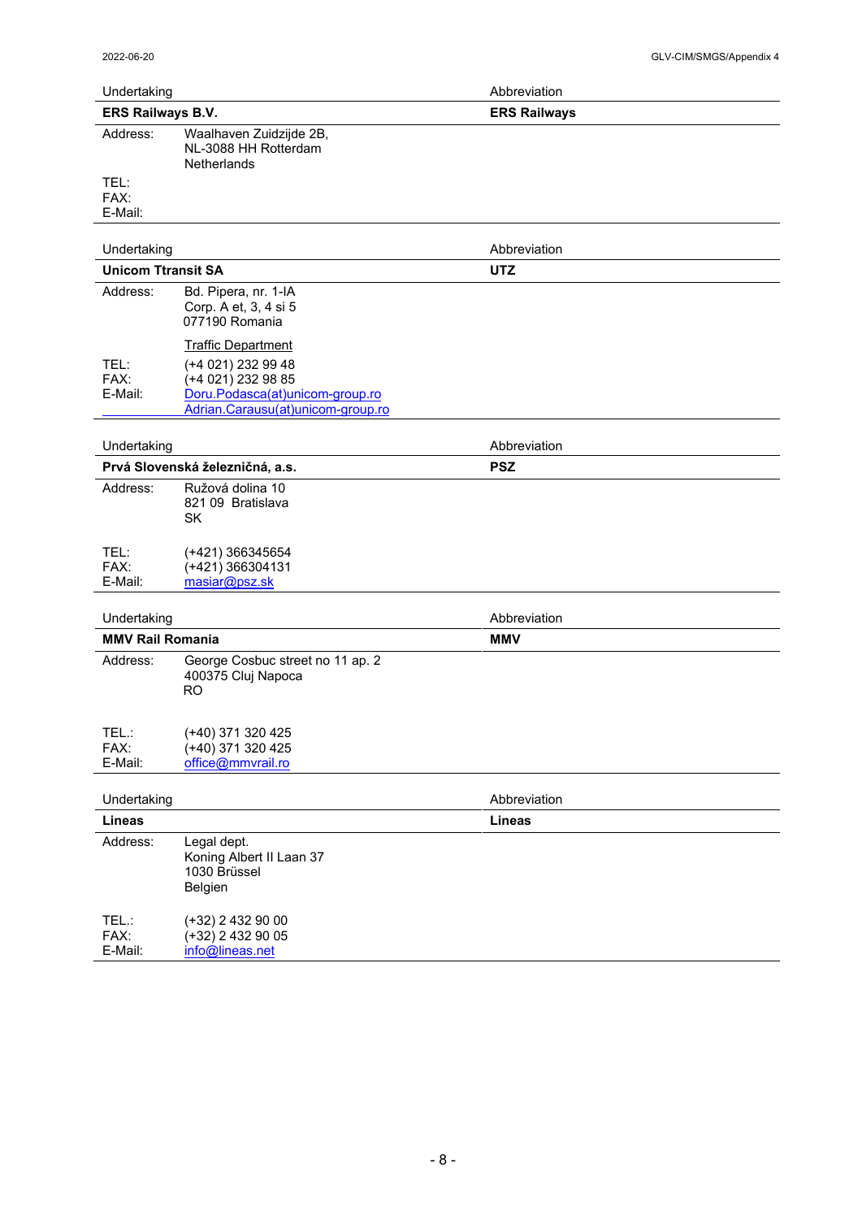| Undertaking | Abbreviation |
|---|---|
| **ERS Railways B.V.** | **ERS Railways** |

Address: Waalhaven Zuidzijde 2B,
NL-3088 HH Rotterdam
Netherlands

TEL:
FAX:
E-Mail:

| Undertaking | Abbreviation |
|---|---|
| **Unicom Ttransit SA** | **UTZ** |

Address: Bd. Pipera, nr. 1-IA
Corp. A et, 3, 4 si 5
077190 Romania

Traffic Department

TEL: (+4 021) 232 99 48
FAX: (+4 021) 232 98 85
E-Mail: Doru.Podasca(at)unicom-group.ro
Adrian.Carausu(at)unicom-group.ro

| Undertaking | Abbreviation |
|---|---|
| **Prvá Slovenská železničná, a.s.** | **PSZ** |

Address: Ružová dolina 10
821 09 Bratislava
SK

TEL: (+421) 366345654
FAX: (+421) 366304131
E-Mail: masiar@psz.sk

| Undertaking | Abbreviation |
|---|---|
| **MMV Rail Romania** | **MMV** |

Address: George Cosbuc street no 11 ap. 2
400375 Cluj Napoca
RO

TEL.: (+40) 371 320 425
FAX: (+40) 371 320 425
E-Mail: office@mmvrail.ro

| Undertaking | Abbreviation |
|---|---|
| **Lineas** | **Lineas** |

Address: Legal dept.
Koning Albert II Laan 37
1030 Brüssel
Belgien

TEL.: (+32) 2 432 90 00
FAX: (+32) 2 432 90 05
E-Mail: info@lineas.net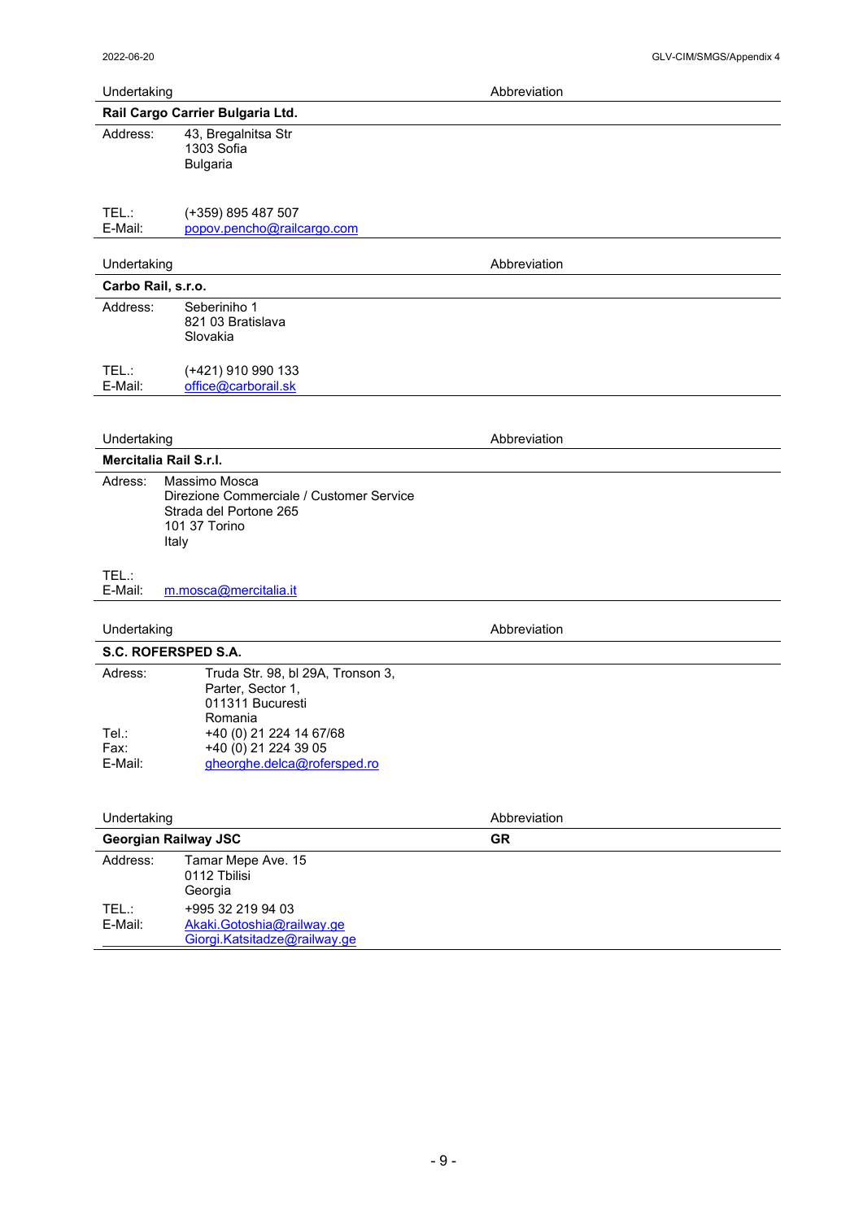| Undertaking | Abbreviation |
|---|---|
| **Rail Cargo Carrier Bulgaria Ltd.** | |

Address: 43, Bregalnitsa Str
1303 Sofia
Bulgaria

TEL.: (+359) 895 487 507
E-Mail: popov.pencho@railcargo.com

| Undertaking | Abbreviation |
|---|---|
| **Carbo Rail, s.r.o.** | |

Address: Seberiniho 1
821 03 Bratislava
Slovakia

TEL.: (+421) 910 990 133
E-Mail: office@carborail.sk

| Undertaking | Abbreviation |
|---|---|
| **Mercitalia Rail S.r.l.** | |

Adress: Massimo Mosca
Direzione Commerciale / Customer Service
Strada del Portone 265
101 37 Torino
Italy

TEL.:
E-Mail: m.mosca@mercitalia.it

| Undertaking | Abbreviation |
|---|---|
| **S.C. ROFERSPED S.A.** | |

Adress: Truda Str. 98, bl 29A, Tronson 3,
Parter, Sector 1,
011311 Bucuresti
Romania
Tel.: +40 (0) 21 224 14 67/68
Fax: +40 (0) 21 224 39 05
E-Mail: gheorghe.delca@rofersped.ro

| Undertaking | Abbreviation |
|---|---|
| **Georgian Railway JSC** | **GR** |

Address: Tamar Mepe Ave. 15
0112 Tbilisi
Georgia
TEL.: +995 32 219 94 03
E-Mail: Akaki.Gotoshia@railway.ge
Giorgi.Katsitadze@railway.ge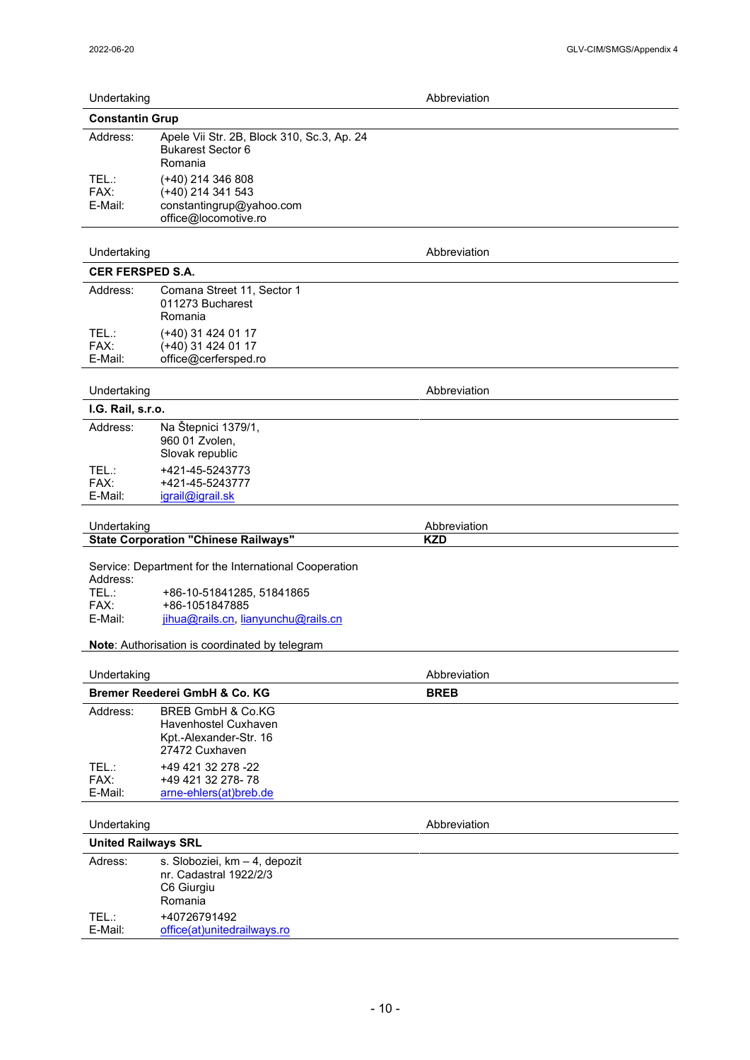| Undertaking | Abbreviation |
| --- | --- |
| **Constantin Grup** | |

Address: Apele Vii Str. 2B, Block 310, Sc.3, Ap. 24
Bukarest Sector 6
Romania

TEL.: (+40) 214 346 808
FAX: (+40) 214 341 543
E-Mail: constantingrup@yahoo.com
office@locomotive.ro

| Undertaking | Abbreviation |
| --- | --- |
| **CER FERSPED S.A.** | |

Address: Comana Street 11, Sector 1
011273 Bucharest
Romania

TEL.: (+40) 31 424 01 17
FAX: (+40) 31 424 01 17
E-Mail: office@cerfersped.ro

| Undertaking | Abbreviation |
| --- | --- |
| **I.G. Rail, s.r.o.** | |

Address: Na Štepnici 1379/1,
960 01 Zvolen,
Slovak republic

TEL.: +421-45-5243773
FAX: +421-45-5243777
E-Mail: igrail@igrail.sk

| Undertaking | Abbreviation |
| --- | --- |
| **State Corporation "Chinese Railways"** | **KZD** |

Service: Department for the International Cooperation
Address:
TEL.: +86-10-51841285, 51841865
FAX: +86-1051847885
E-Mail: jihua@rails.cn, lianyunchu@rails.cn

**Note**: Authorisation is coordinated by telegram

| Undertaking | Abbreviation |
| --- | --- |
| **Bremer Reederei GmbH & Co. KG** | **BREB** |

Address: BREB GmbH & Co.KG
Havenhostel Cuxhaven
Kpt.-Alexander-Str. 16
27472 Cuxhaven

TEL.: +49 421 32 278 -22
FAX: +49 421 32 278- 78
E-Mail: arne-ehlers(at)breb.de

| Undertaking | Abbreviation |
| --- | --- |
| **United Railways SRL** | |

Adress: s. Sloboziei, km – 4, depozit
nr. Cadastral 1922/2/3
C6 Giurgiu
Romania

TEL.: +40726791492
E-Mail: office(at)unitedrailways.ro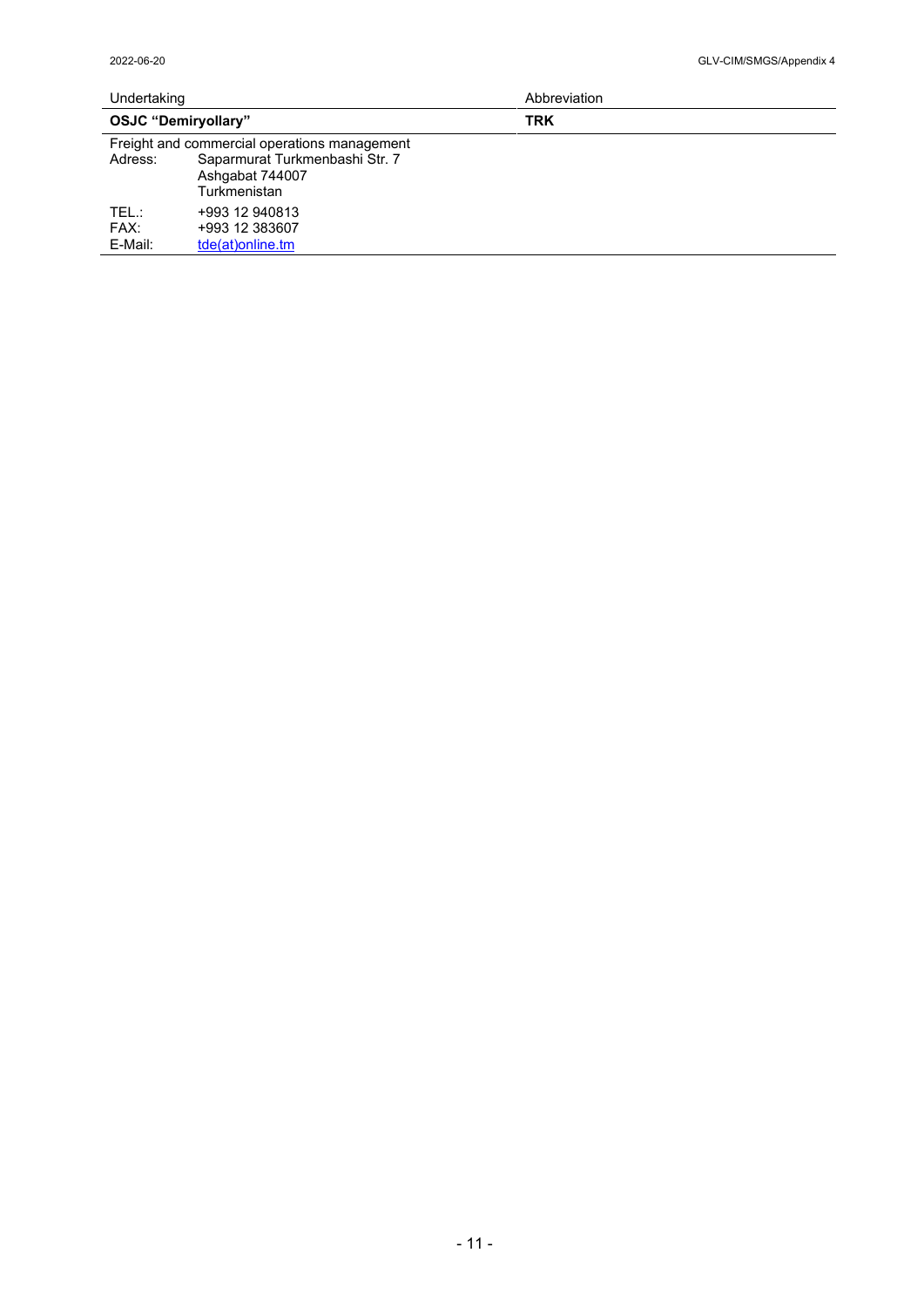| Undertaking | Abbreviation |
|---|---|
| **OSJC "Demiryollary"** | **TRK** |
| Freight and commercial operations management<br>Adress: Saparmurat Turkmenbashi Str. 7<br>Ashgabat 744007<br>Turkmenistan<br>TEL.: +993 12 940813<br>FAX: +993 12 383607<br>E-Mail: tde(at)online.tm | |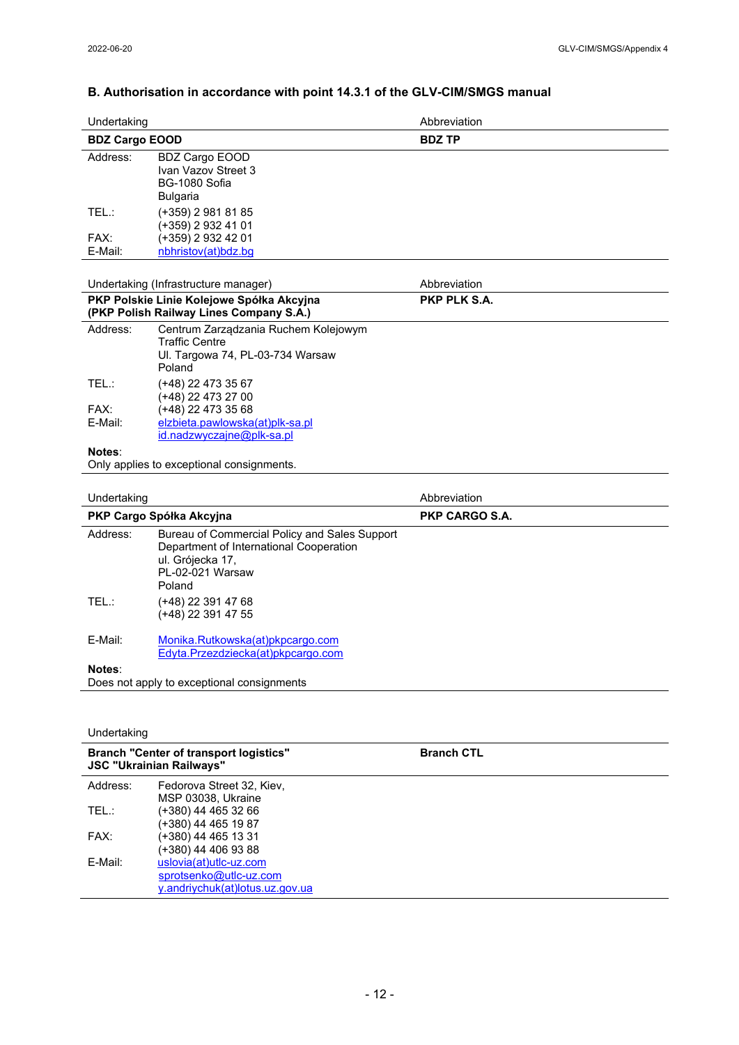## B. Authorisation in accordance with point 14.3.1 of the GLV-CIM/SMGS manual

| Undertaking | | Abbreviation |
|---|---|---|
| **BDZ Cargo EOOD** | | **BDZ TP** |
| Address: | BDZ Cargo EOOD<br>Ivan Vazov Street 3<br>BG-1080 Sofia<br>Bulgaria | |
| TEL.: | (+359) 2 981 81 85<br>(+359) 2 932 41 01 | |
| FAX: | (+359) 2 932 42 01 | |
| E-Mail: | nbhristov(at)bdz.bg | |

| Undertaking (Infrastructure manager) | | Abbreviation |
|---|---|---|
| **PKP Polskie Linie Kolejowe Spółka Akcyjna (PKP Polish Railway Lines Company S.A.)** | | **PKP PLK S.A.** |
| Address: | Centrum Zarządzania Ruchem Kolejowym<br>Traffic Centre<br>Ul. Targowa 74, PL-03-734 Warsaw<br>Poland | |
| TEL.: | (+48) 22 473 35 67<br>(+48) 22 473 27 00 | |
| FAX: | (+48) 22 473 35 68 | |
| E-Mail: | elzbieta.pawlowska(at)plk-sa.pl<br>id.nadzwyczajne@plk-sa.pl | |

**Notes**:
Only applies to exceptional consignments.

| Undertaking | | Abbreviation |
|---|---|---|
| **PKP Cargo Spółka Akcyjna** | | **PKP CARGO S.A.** |
| Address: | Bureau of Commercial Policy and Sales Support<br>Department of International Cooperation<br>ul. Grójecka 17,<br>PL-02-021 Warsaw<br>Poland | |
| TEL.: | (+48) 22 391 47 68<br>(+48) 22 391 47 55 | |
| E-Mail: | Monika.Rutkowska(at)pkpcargo.com<br>Edyta.Przezdziecka(at)pkpcargo.com | |

**Notes**:
Does not apply to exceptional consignments

| Undertaking | | |
|---|---|---|
| **Branch "Center of transport logistics" JSC "Ukrainian Railways"** | | **Branch CTL** |
| Address: | Fedorova Street 32, Kiev,<br>MSP 03038, Ukraine | |
| TEL.: | (+380) 44 465 32 66<br>(+380) 44 465 19 87 | |
| FAX: | (+380) 44 465 13 31<br>(+380) 44 406 93 88 | |
| E-Mail: | uslovia(at)utlc-uz.com<br>sprotsenko@utlc-uz.com<br>y.andriychuk(at)lotus.uz.gov.ua | |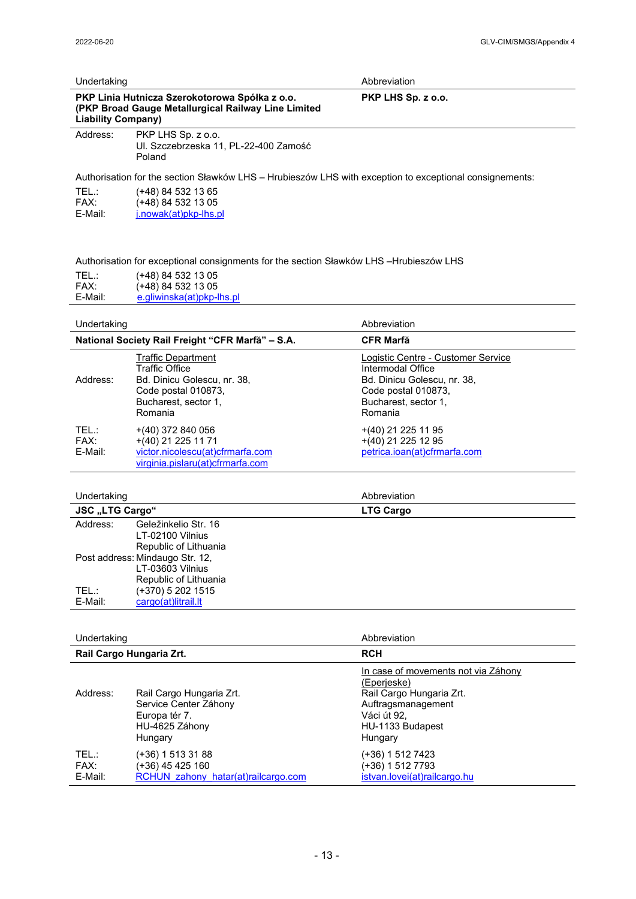| Undertaking | Abbreviation |
|---|---|
| **PKP Linia Hutnicza Szerokotorowa Spółka z o.o. (PKP Broad Gauge Metallurgical Railway Line Limited Liability Company)** | **PKP LHS Sp. z o.o.** |

Address: PKP LHS Sp. z o.o.
Ul. Szczebrzeska 11, PL-22-400 Zamość
Poland

Authorisation for the section Sławków LHS – Hrubieszów LHS with exception to exceptional consignements:

TEL.: (+48) 84 532 13 65
FAX: (+48) 84 532 13 05
E-Mail: j.nowak(at)pkp-lhs.pl

Authorisation for exceptional consignments for the section Sławków LHS –Hrubieszów LHS

TEL.: (+48) 84 532 13 05
FAX: (+48) 84 532 13 05
E-Mail: e.gliwinska(at)pkp-lhs.pl

| Undertaking | | Abbreviation |
|---|---|---|
| **National Society Rail Freight "CFR Marfă" – S.A.** | | **CFR Marfă** |
| Address: | Traffic Department<br>Traffic Office<br>Bd. Dinicu Golescu, nr. 38,<br>Code postal 010873,<br>Bucharest, sector 1,<br>Romania | Logistic Centre - Customer Service<br>Intermodal Office<br>Bd. Dinicu Golescu, nr. 38,<br>Code postal 010873,<br>Bucharest, sector 1,<br>Romania |
| TEL.: | +(40) 372 840 056 | +(40) 21 225 11 95 |
| FAX: | +(40) 21 225 11 71 | +(40) 21 225 12 95 |
| E-Mail: | victor.nicolescu(at)cfrmarfa.com<br>virginia.pislaru(at)cfrmarfa.com | petrica.ioan(at)cfrmarfa.com |

| Undertaking | | Abbreviation |
|---|---|---|
| **JSC „LTG Cargo"** | | **LTG Cargo** |
| Address: | Geležinkelio Str. 16<br>LT-02100 Vilnius<br>Republic of Lithuania | |
| Post address: | Mindaugo Str. 12,<br>LT-03603 Vilnius<br>Republic of Lithuania | |
| TEL.: | (+370) 5 202 1515 | |
| E-Mail: | cargo(at)litrail.lt | |

| Undertaking | | Abbreviation |
|---|---|---|
| **Rail Cargo Hungaria Zrt.** | | **RCH** |
| Address: | Rail Cargo Hungaria Zrt.<br>Service Center Záhony<br>Europa tér 7.<br>HU-4625 Záhony<br>Hungary | In case of movements not via Záhony (Eperjeske)<br>Rail Cargo Hungaria Zrt.<br>Auftragsmanagement<br>Váci út 92,<br>HU-1133 Budapest<br>Hungary |
| TEL.: | (+36) 1 513 31 88 | (+36) 1 512 7423 |
| FAX: | (+36) 45 425 160 | (+36) 1 512 7793 |
| E-Mail: | RCHUN_zahony_hatar(at)railcargo.com | istvan.lovei(at)railcargo.hu |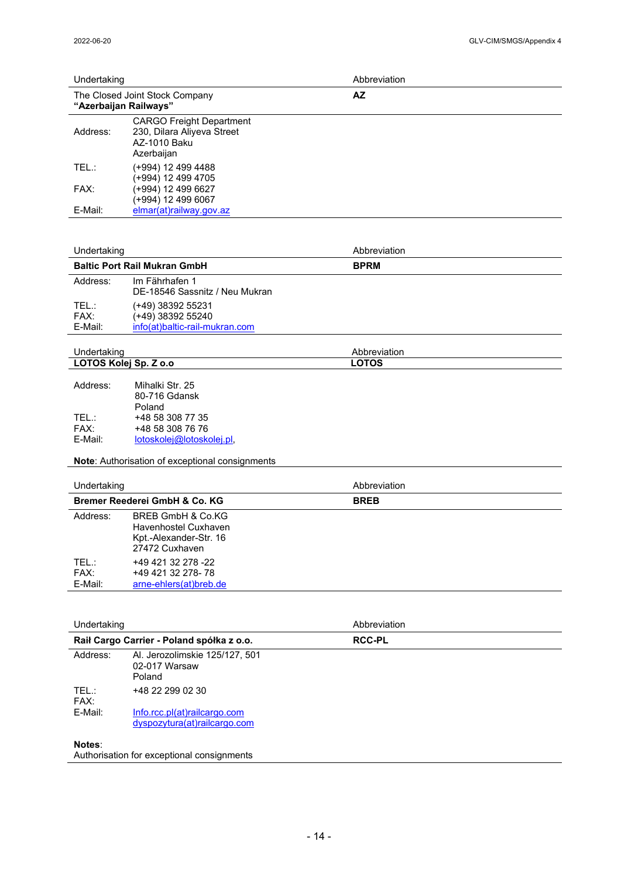| Undertaking | Abbreviation |
|---|---|
| The Closed Joint Stock Company **“Azerbaijan Railways”** | **AZ** |

| | |
|---|---|
| Address: | CARGO Freight Department<br>230, Dilara Aliyeva Street<br>AZ-1010 Baku<br>Azerbaijan |
| TEL.: | (+994) 12 499 4488<br>(+994) 12 499 4705 |
| FAX: | (+994) 12 499 6627<br>(+994) 12 499 6067 |
| E-Mail: | elmar(at)railway.gov.az |

| Undertaking | Abbreviation |
|---|---|
| **Baltic Port Rail Mukran GmbH** | **BPRM** |

| | |
|---|---|
| Address: | Im Fährhafen 1<br>DE-18546 Sassnitz / Neu Mukran |
| TEL.: | (+49) 38392 55231 |
| FAX: | (+49) 38392 55240 |
| E-Mail: | info(at)baltic-rail-mukran.com |

| Undertaking | Abbreviation |
|---|---|
| **LOTOS Kolej Sp. Z o.o** | **LOTOS** |

| | |
|---|---|
| Address: | Mihalki Str. 25<br>80-716 Gdansk<br>Poland |
| TEL.: | +48 58 308 77 35 |
| FAX: | +48 58 308 76 76 |
| E-Mail: | lotoskolej@lotoskolej.pl, |

**Note**: Authorisation of exceptional consignments

| Undertaking | Abbreviation |
|---|---|
| **Bremer Reederei GmbH & Co. KG** | **BREB** |

| | |
|---|---|
| Address: | BREB GmbH & Co.KG<br>Havenhostel Cuxhaven<br>Kpt.-Alexander-Str. 16<br>27472 Cuxhaven |
| TEL.: | +49 421 32 278 -22 |
| FAX: | +49 421 32 278- 78 |
| E-Mail: | arne-ehlers(at)breb.de |

| Undertaking | Abbreviation |
|---|---|
| **Rail Cargo Carrier - Poland spółka z o.o.** | **RCC-PL** |

| | |
|---|---|
| Address: | Al. Jerozolimskie 125/127, 501<br>02-017 Warsaw<br>Poland |
| TEL.: | +48 22 299 02 30 |
| FAX: | |
| E-Mail: | Info.rcc.pl(at)railcargo.com<br>dyspozytura(at)railcargo.com |

**Notes**:
Authorisation for exceptional consignments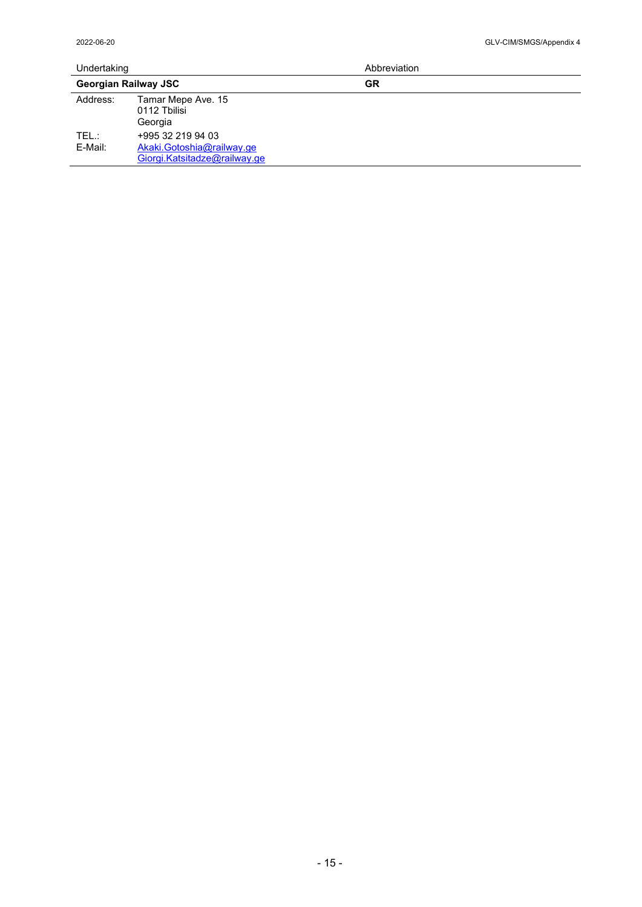| Undertaking | | Abbreviation |
|---|---|---|
| **Georgian Railway JSC** | | **GR** |
| Address: | Tamar Mepe Ave. 15<br>0112 Tbilisi<br>Georgia | |
| TEL.: | +995 32 219 94 03 | |
| E-Mail: | Akaki.Gotoshia@railway.ge<br>Giorgi.Katsitadze@railway.ge | |